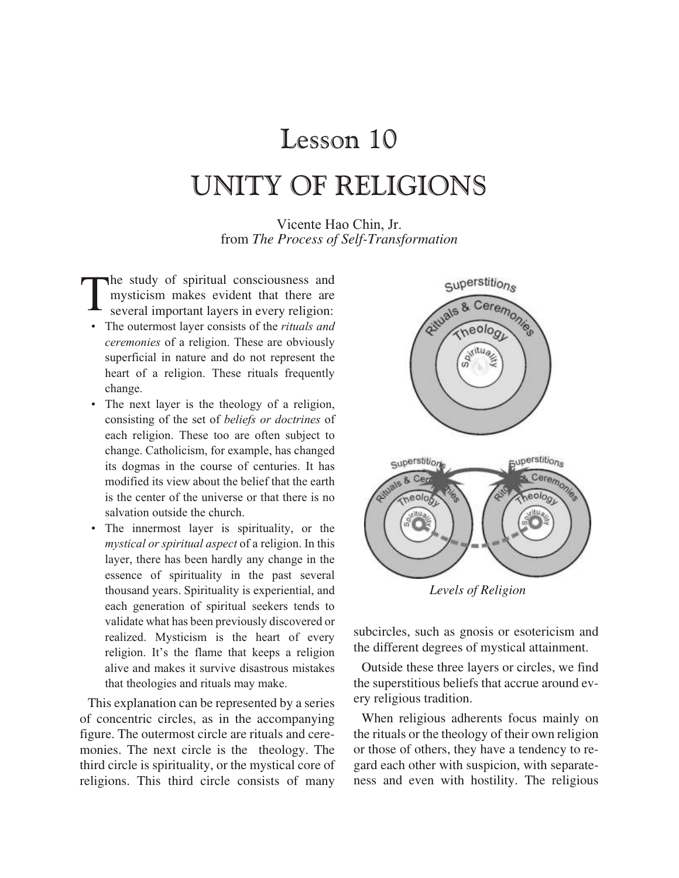# Lesson 10

# UNITY OF RELIGIONS

Vicente Hao Chin, Jr.
from *The Process of Self-Transformation*

The study of spiritual consciousness and mysticism makes evident that there are several important layers in every religion:

- The outermost layer consists of the *rituals and ceremonies* of a religion. These are obviously superficial in nature and do not represent the heart of a religion. These rituals frequently change.
- The next layer is the theology of a religion, consisting of the set of *beliefs or doctrines* of each religion. These too are often subject to change. Catholicism, for example, has changed its dogmas in the course of centuries. It has modified its view about the belief that the earth is the center of the universe or that there is no salvation outside the church.
- The innermost layer is spirituality, or the *mystical or spiritual aspect* of a religion. In this layer, there has been hardly any change in the essence of spirituality in the past several thousand years. Spirituality is experiential, and each generation of spiritual seekers tends to validate what has been previously discovered or realized. Mysticism is the heart of every religion. It's the flame that keeps a religion alive and makes it survive disastrous mistakes that theologies and rituals may make.

This explanation can be represented by a series of concentric circles, as in the accompanying figure. The outermost circle are rituals and ceremonies. The next circle is the theology. The third circle is spirituality, or the mystical core of religions. This third circle consists of many subcircles, such as gnosis or esotericism and the different degrees of mystical attainment.

*Levels of Religion*

Outside these three layers or circles, we find the superstitious beliefs that accrue around every religious tradition.

When religious adherents focus mainly on the rituals or the theology of their own religion or those of others, they have a tendency to regard each other with suspicion, with separateness and even with hostility. The religious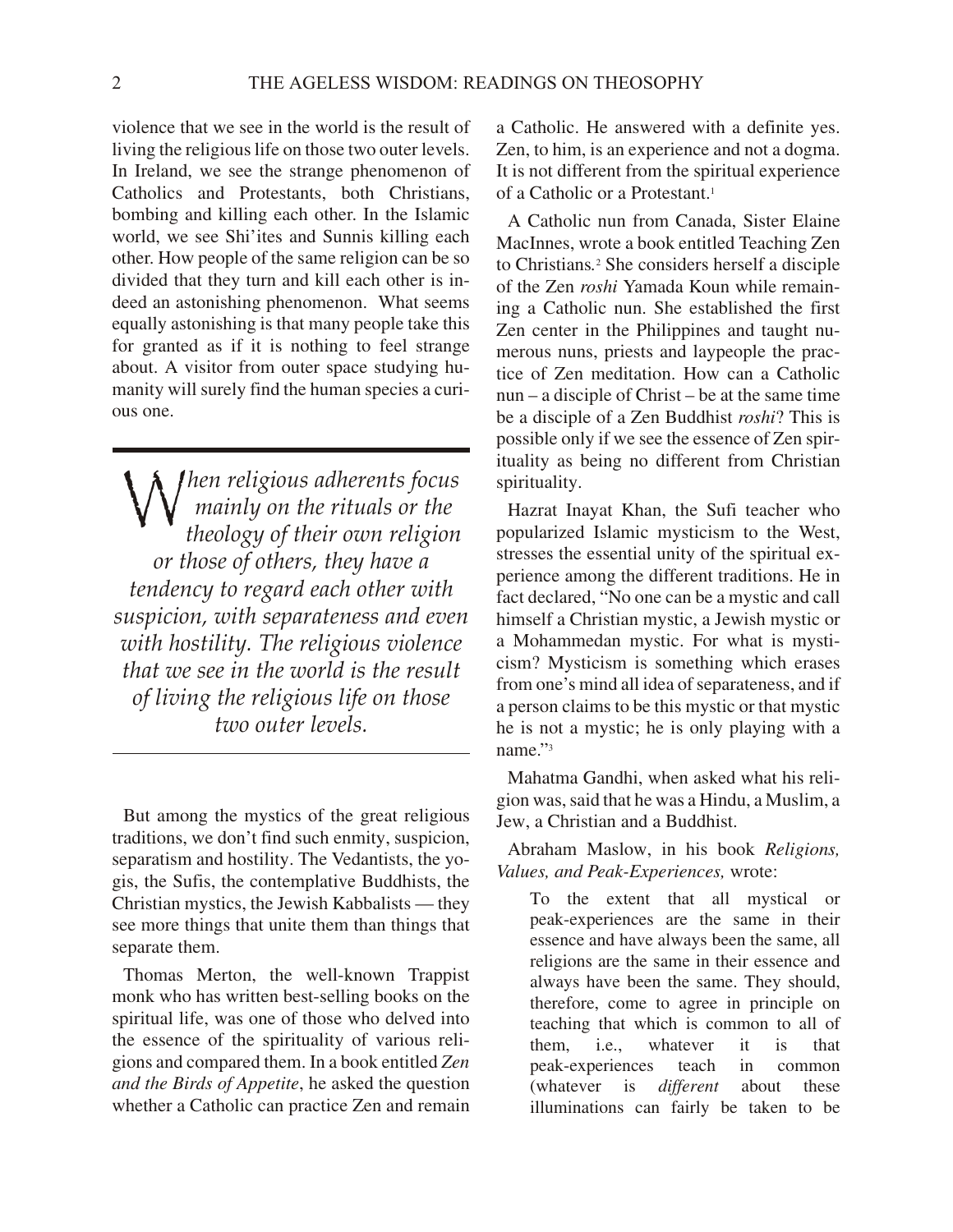violence that we see in the world is the result of living the religious life on those two outer levels. In Ireland, we see the strange phenomenon of Catholics and Protestants, both Christians, bombing and killing each other. In the Islamic world, we see Shi'ites and Sunnis killing each other. How people of the same religion can be so divided that they turn and kill each other is indeed an astonishing phenomenon. What seems equally astonishing is that many people take this for granted as if it is nothing to feel strange about. A visitor from outer space studying humanity will surely find the human species a curious one.

> *When religious adherents focus mainly on the rituals or the theology of their own religion or those of others, they have a tendency to regard each other with suspicion, with separateness and even with hostility. The religious violence that we see in the world is the result of living the religious life on those two outer levels.*

But among the mystics of the great religious traditions, we don't find such enmity, suspicion, separatism and hostility. The Vedantists, the yogis, the Sufis, the contemplative Buddhists, the Christian mystics, the Jewish Kabbalists — they see more things that unite them than things that separate them.

Thomas Merton, the well-known Trappist monk who has written best-selling books on the spiritual life, was one of those who delved into the essence of the spirituality of various religions and compared them. In a book entitled *Zen and the Birds of Appetite*, he asked the question whether a Catholic can practice Zen and remain a Catholic. He answered with a definite yes. Zen, to him, is an experience and not a dogma. It is not different from the spiritual experience of a Catholic or a Protestant.[1]

A Catholic nun from Canada, Sister Elaine MacInnes, wrote a book entitled Teaching Zen to Christians.[2] She considers herself a disciple of the Zen *roshi* Yamada Koun while remaining a Catholic nun. She established the first Zen center in the Philippines and taught numerous nuns, priests and laypeople the practice of Zen meditation. How can a Catholic nun – a disciple of Christ – be at the same time be a disciple of a Zen Buddhist *roshi*? This is possible only if we see the essence of Zen spirituality as being no different from Christian spirituality.

Hazrat Inayat Khan, the Sufi teacher who popularized Islamic mysticism to the West, stresses the essential unity of the spiritual experience among the different traditions. He in fact declared, "No one can be a mystic and call himself a Christian mystic, a Jewish mystic or a Mohammedan mystic. For what is mysticism? Mysticism is something which erases from one's mind all idea of separateness, and if a person claims to be this mystic or that mystic he is not a mystic; he is only playing with a name."[3]

Mahatma Gandhi, when asked what his religion was, said that he was a Hindu, a Muslim, a Jew, a Christian and a Buddhist.

Abraham Maslow, in his book *Religions, Values, and Peak-Experiences,* wrote:

> To the extent that all mystical or peak-experiences are the same in their essence and have always been the same, all religions are the same in their essence and always have been the same. They should, therefore, come to agree in principle on teaching that which is common to all of them, i.e., whatever it is that peak-experiences teach in common (whatever is *different* about these illuminations can fairly be taken to be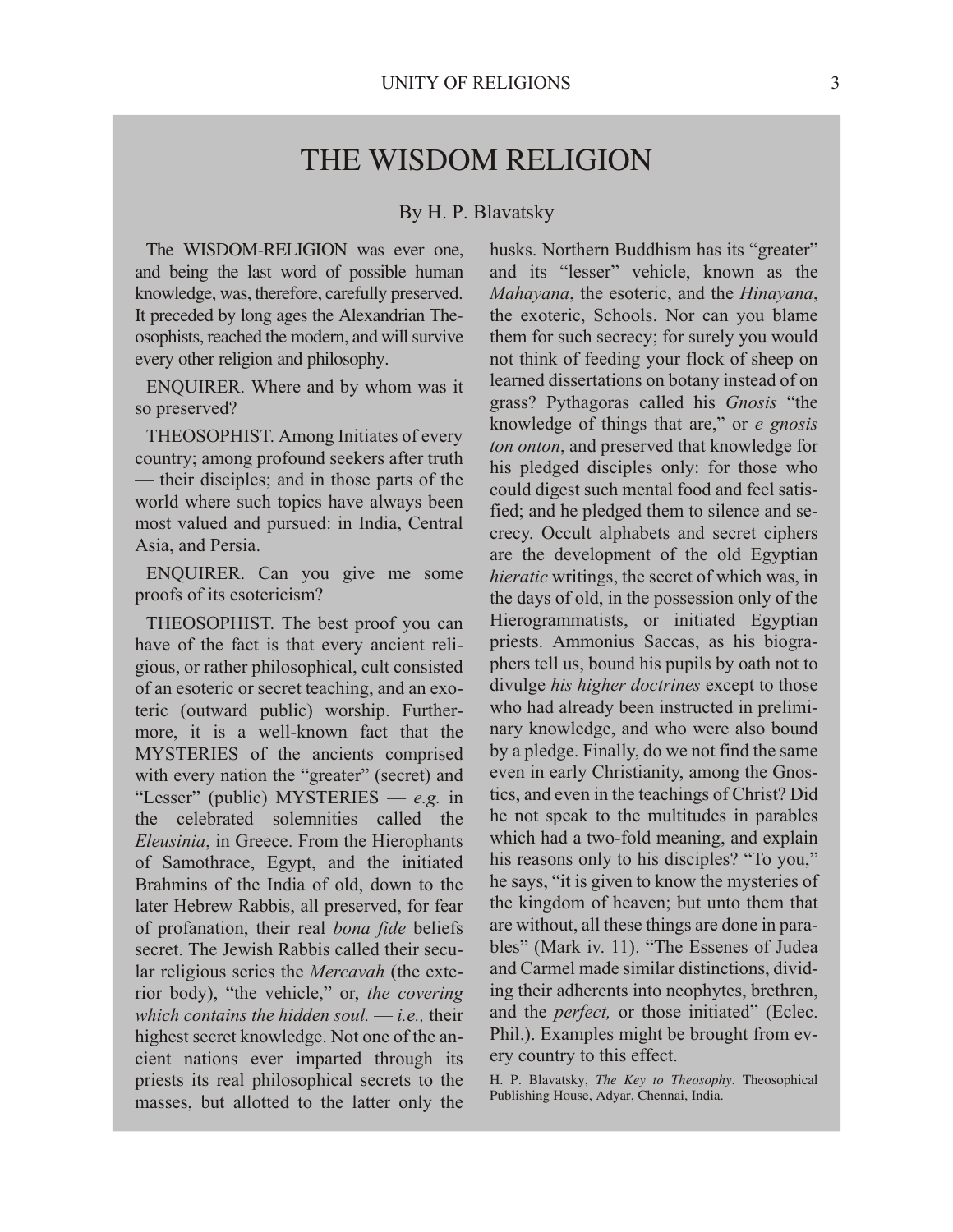# THE WISDOM RELIGION

By H. P. Blavatsky

The WISDOM-RELIGION was ever one, and being the last word of possible human knowledge, was, therefore, carefully preserved. It preceded by long ages the Alexandrian Theosophists, reached the modern, and will survive every other religion and philosophy.

ENQUIRER. Where and by whom was it so preserved?

THEOSOPHIST. Among Initiates of every country; among profound seekers after truth — their disciples; and in those parts of the world where such topics have always been most valued and pursued: in India, Central Asia, and Persia.

ENQUIRER. Can you give me some proofs of its esotericism?

THEOSOPHIST. The best proof you can have of the fact is that every ancient religious, or rather philosophical, cult consisted of an esoteric or secret teaching, and an exoteric (outward public) worship. Furthermore, it is a well-known fact that the MYSTERIES of the ancients comprised with every nation the "greater" (secret) and "Lesser" (public) MYSTERIES — *e.g.* in the celebrated solemnities called the *Eleusinia*, in Greece. From the Hierophants of Samothrace, Egypt, and the initiated Brahmins of the India of old, down to the later Hebrew Rabbis, all preserved, for fear of profanation, their real *bona fide* beliefs secret. The Jewish Rabbis called their secular religious series the *Mercavah* (the exterior body), "the vehicle," or, *the covering which contains the hidden soul. — i.e.,* their highest secret knowledge. Not one of the ancient nations ever imparted through its priests its real philosophical secrets to the masses, but allotted to the latter only the husks. Northern Buddhism has its "greater" and its "lesser" vehicle, known as the *Mahayana*, the esoteric, and the *Hinayana*, the exoteric, Schools. Nor can you blame them for such secrecy; for surely you would not think of feeding your flock of sheep on learned dissertations on botany instead of on grass? Pythagoras called his *Gnosis* "the knowledge of things that are," or *e gnosis ton onton*, and preserved that knowledge for his pledged disciples only: for those who could digest such mental food and feel satisfied; and he pledged them to silence and secrecy. Occult alphabets and secret ciphers are the development of the old Egyptian *hieratic* writings, the secret of which was, in the days of old, in the possession only of the Hierogrammatists, or initiated Egyptian priests. Ammonius Saccas, as his biographers tell us, bound his pupils by oath not to divulge *his higher doctrines* except to those who had already been instructed in preliminary knowledge, and who were also bound by a pledge. Finally, do we not find the same even in early Christianity, among the Gnostics, and even in the teachings of Christ? Did he not speak to the multitudes in parables which had a two-fold meaning, and explain his reasons only to his disciples? "To you," he says, "it is given to know the mysteries of the kingdom of heaven; but unto them that are without, all these things are done in parables" (Mark iv. 11). "The Essenes of Judea and Carmel made similar distinctions, dividing their adherents into neophytes, brethren, and the *perfect,* or those initiated" (Eclec. Phil.). Examples might be brought from every country to this effect.

H. P. Blavatsky, *The Key to Theosophy*. Theosophical Publishing House, Adyar, Chennai, India.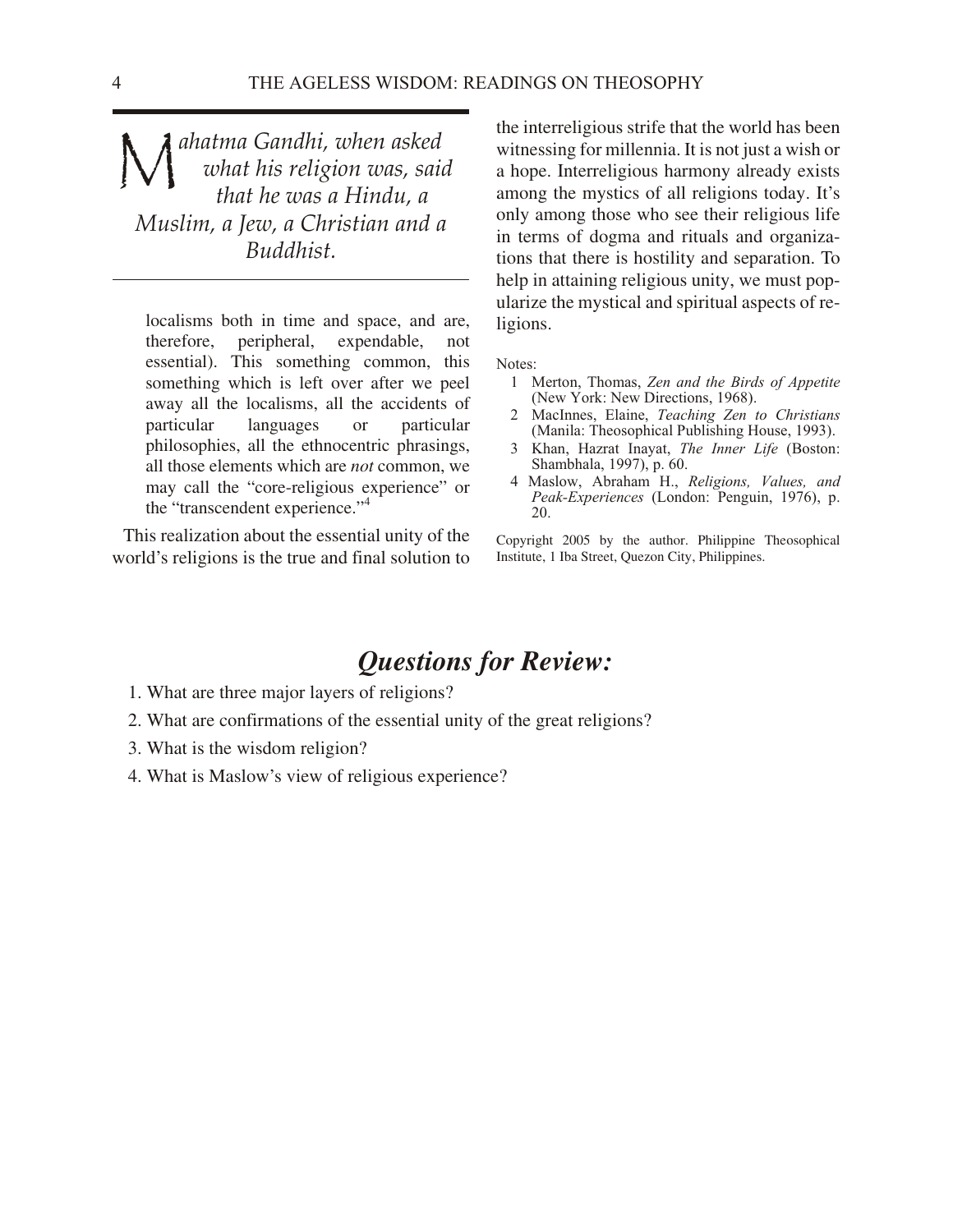*Mahatma Gandhi, when asked what his religion was, said that he was a Hindu, a Muslim, a Jew, a Christian and a Buddhist.*

> localisms both in time and space, and are, therefore, peripheral, expendable, not essential). This something common, this something which is left over after we peel away all the localisms, all the accidents of particular languages or particular philosophies, all the ethnocentric phrasings, all those elements which are *not* common, we may call the "core-religious experience" or the "transcendent experience."[4]

This realization about the essential unity of the world's religions is the true and final solution to the interreligious strife that the world has been witnessing for millennia. It is not just a wish or a hope. Interreligious harmony already exists among the mystics of all religions today. It's only among those who see their religious life in terms of dogma and rituals and organizations that there is hostility and separation. To help in attaining religious unity, we must popularize the mystical and spiritual aspects of religions.

Notes:

1. Merton, Thomas, *Zen and the Birds of Appetite* (New York: New Directions, 1968).
2. MacInnes, Elaine, *Teaching Zen to Christians* (Manila: Theosophical Publishing House, 1993).
3. Khan, Hazrat Inayat, *The Inner Life* (Boston: Shambhala, 1997), p. 60.
4. Maslow, Abraham H., *Religions, Values, and Peak-Experiences* (London: Penguin, 1976), p. 20.

Copyright 2005 by the author. Philippine Theosophical Institute, 1 Iba Street, Quezon City, Philippines.

## *Questions for Review:*

1. What are three major layers of religions?
2. What are confirmations of the essential unity of the great religions?
3. What is the wisdom religion?
4. What is Maslow's view of religious experience?